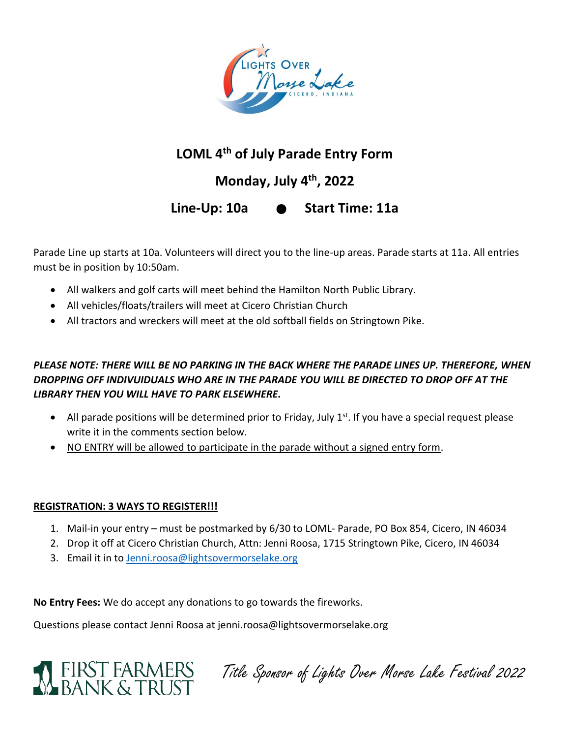# LOML 4th of July Parade Entry Form

## Monday, July 4th, 2022

## Line-Up: 10a ● Start Time: 11a

Parade Line up starts at 10a. Volunteers will direct you to the line-up areas. Parade starts at 11a. All entries must be in position by 10:50am.

- All walkers and golf carts will meet behind the Hamilton North Public Library.
- All vehicles/floats/trailers will meet at Cicero Christian Church
- All tractors and wreckers will meet at the old softball fields on Stringtown Pike.

***PLEASE NOTE: THERE WILL BE NO PARKING IN THE BACK WHERE THE PARADE LINES UP. THEREFORE, WHEN DROPPING OFF INDIVUIDUALS WHO ARE IN THE PARADE YOU WILL BE DIRECTED TO DROP OFF AT THE LIBRARY THEN YOU WILL HAVE TO PARK ELSEWHERE.***

- All parade positions will be determined prior to Friday, July 1st. If you have a special request please write it in the comments section below.
- NO ENTRY will be allowed to participate in the parade without a signed entry form.

**REGISTRATION: 3 WAYS TO REGISTER!!!**

1. Mail-in your entry – must be postmarked by 6/30 to LOML- Parade, PO Box 854, Cicero, IN 46034
2. Drop it off at Cicero Christian Church, Attn: Jenni Roosa, 1715 Stringtown Pike, Cicero, IN 46034
3. Email it in to Jenni.roosa@lightsovermorselake.org

**No Entry Fees:** We do accept any donations to go towards the fireworks.

Questions please contact Jenni Roosa at jenni.roosa@lightsovermorselake.org

FIRST FARMERS BANK & TRUST — Title Sponsor of Lights Over Morse Lake Festival 2022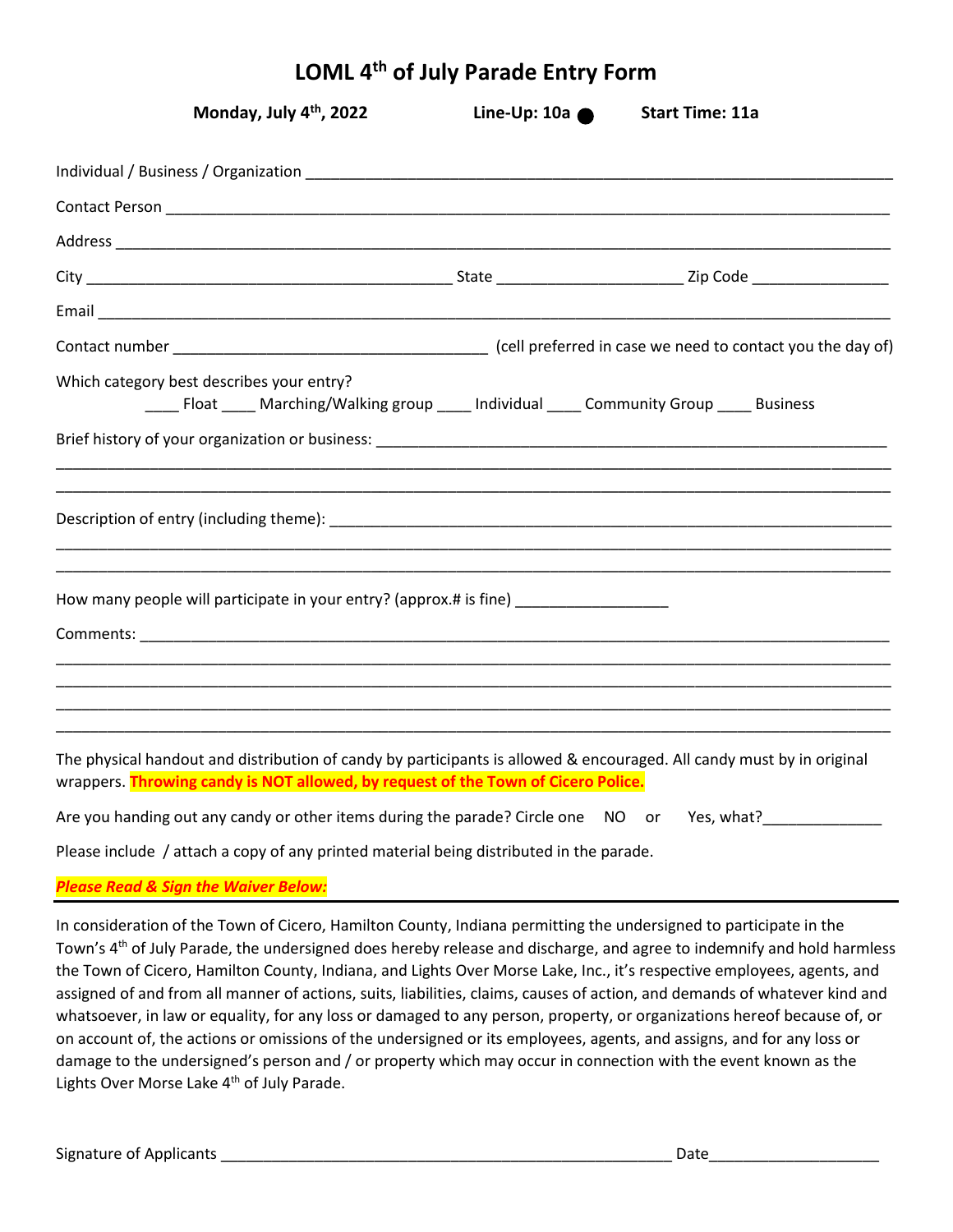# LOML 4th of July Parade Entry Form

**Monday, July 4th, 2022** **Line-Up: 10a ●** **Start Time: 11a**

Individual / Business / Organization ____________________________________________

Contact Person ____________________________________________

Address ____________________________________________

City ______________________ State ______________ Zip Code ____________

Email ____________________________________________

Contact number ______________________ (cell preferred in case we need to contact you the day of)

Which category best describes your entry?

____ Float ____ Marching/Walking group ____ Individual ____ Community Group ____ Business

Brief history of your organization or business: ____________________________________________

____________________________________________

____________________________________________

Description of entry (including theme): ____________________________________________

____________________________________________

____________________________________________

How many people will participate in your entry? (approx.# is fine) ______________

Comments: ____________________________________________

____________________________________________

____________________________________________

____________________________________________

____________________________________________

The physical handout and distribution of candy by participants is allowed & encouraged. All candy must by in original wrappers. **Throwing candy is NOT allowed, by request of the Town of Cicero Police.**

Are you handing out any candy or other items during the parade? Circle one NO or Yes, what?____________

Please include / attach a copy of any printed material being distributed in the parade.

***Please Read & Sign the Waiver Below:***

---

In consideration of the Town of Cicero, Hamilton County, Indiana permitting the undersigned to participate in the Town's 4th of July Parade, the undersigned does hereby release and discharge, and agree to indemnify and hold harmless the Town of Cicero, Hamilton County, Indiana, and Lights Over Morse Lake, Inc., it's respective employees, agents, and assigned of and from all manner of actions, suits, liabilities, claims, causes of action, and demands of whatever kind and whatsoever, in law or equality, for any loss or damaged to any person, property, or organizations hereof because of, or on account of, the actions or omissions of the undersigned or its employees, agents, and assigns, and for any loss or damage to the undersigned's person and / or property which may occur in connection with the event known as the Lights Over Morse Lake 4th of July Parade.

Signature of Applicants ____________________________________________ Date________________